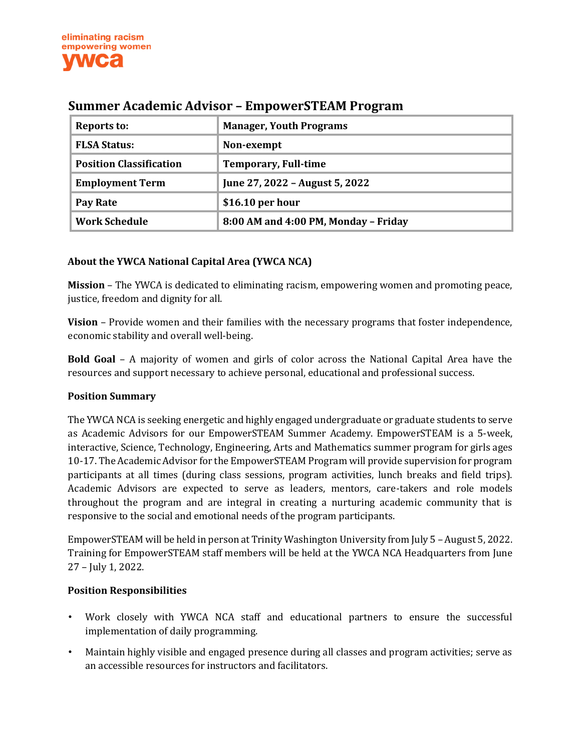eliminating racism
empowering women
ywca

## Summary Academic Advisor – EmpowerSTEAM Program

| Reports to: | Manager, Youth Programs |
|---|---|
| FLSA Status: | Non-exempt |
| Position Classification | Temporary, Full-time |
| Employment Term | June 27, 2022 – August 5, 2022 |
| Pay Rate | $16.10 per hour |
| Work Schedule | 8:00 AM and 4:00 PM, Monday – Friday |

**About the YWCA National Capital Area (YWCA NCA)**

**Mission** – The YWCA is dedicated to eliminating racism, empowering women and promoting peace, justice, freedom and dignity for all.

**Vision** – Provide women and their families with the necessary programs that foster independence, economic stability and overall well-being.

**Bold Goal** – A majority of women and girls of color across the National Capital Area have the resources and support necessary to achieve personal, educational and professional success.

**Position Summary**

The YWCA NCA is seeking energetic and highly engaged undergraduate or graduate students to serve as Academic Advisors for our EmpowerSTEAM Summer Academy. EmpowerSTEAM is a 5-week, interactive, Science, Technology, Engineering, Arts and Mathematics summer program for girls ages 10-17. The Academic Advisor for the EmpowerSTEAM Program will provide supervision for program participants at all times (during class sessions, program activities, lunch breaks and field trips). Academic Advisors are expected to serve as leaders, mentors, care-takers and role models throughout the program and are integral in creating a nurturing academic community that is responsive to the social and emotional needs of the program participants.

EmpowerSTEAM will be held in person at Trinity Washington University from July 5 – August 5, 2022. Training for EmpowerSTEAM staff members will be held at the YWCA NCA Headquarters from June 27 – July 1, 2022.

**Position Responsibilities**

- Work closely with YWCA NCA staff and educational partners to ensure the successful implementation of daily programming.
- Maintain highly visible and engaged presence during all classes and program activities; serve as an accessible resources for instructors and facilitators.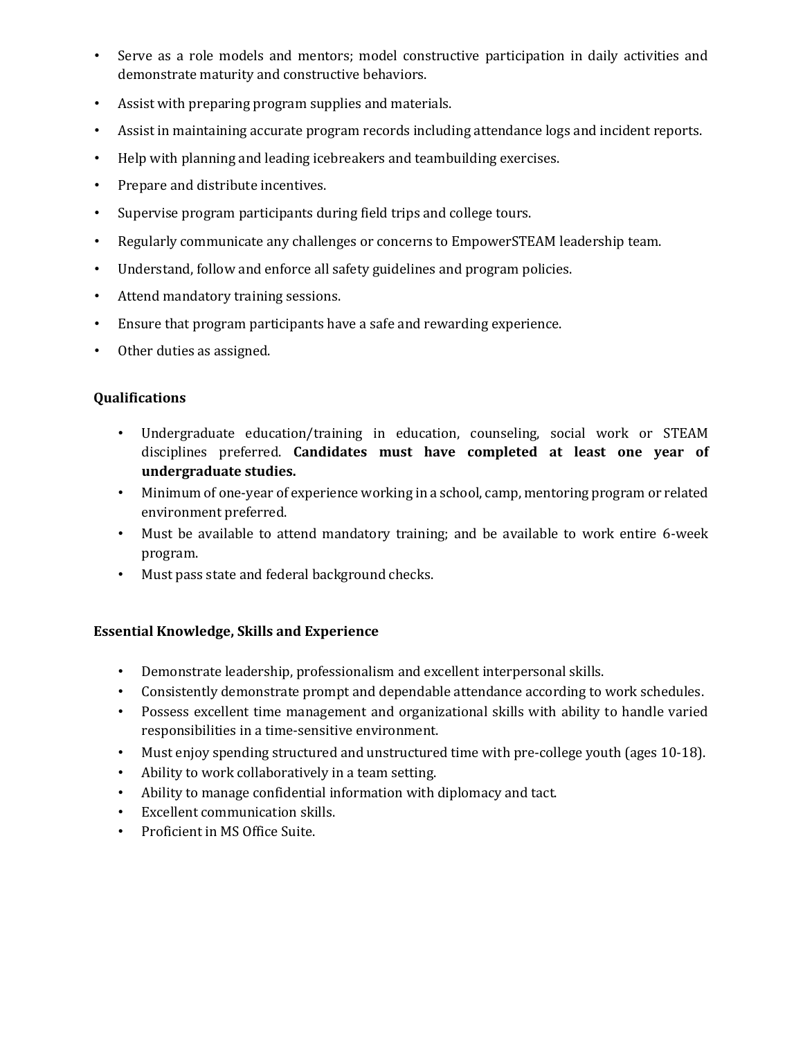- Serve as a role models and mentors; model constructive participation in daily activities and demonstrate maturity and constructive behaviors.
- Assist with preparing program supplies and materials.
- Assist in maintaining accurate program records including attendance logs and incident reports.
- Help with planning and leading icebreakers and teambuilding exercises.
- Prepare and distribute incentives.
- Supervise program participants during field trips and college tours.
- Regularly communicate any challenges or concerns to EmpowerSTEAM leadership team.
- Understand, follow and enforce all safety guidelines and program policies.
- Attend mandatory training sessions.
- Ensure that program participants have a safe and rewarding experience.
- Other duties as assigned.

**Qualifications**

- Undergraduate education/training in education, counseling, social work or STEAM disciplines preferred. **Candidates must have completed at least one year of undergraduate studies.**
- Minimum of one-year of experience working in a school, camp, mentoring program or related environment preferred.
- Must be available to attend mandatory training; and be available to work entire 6-week program.
- Must pass state and federal background checks.

**Essential Knowledge, Skills and Experience**

- Demonstrate leadership, professionalism and excellent interpersonal skills.
- Consistently demonstrate prompt and dependable attendance according to work schedules.
- Possess excellent time management and organizational skills with ability to handle varied responsibilities in a time-sensitive environment.
- Must enjoy spending structured and unstructured time with pre-college youth (ages 10-18).
- Ability to work collaboratively in a team setting.
- Ability to manage confidential information with diplomacy and tact.
- Excellent communication skills.
- Proficient in MS Office Suite.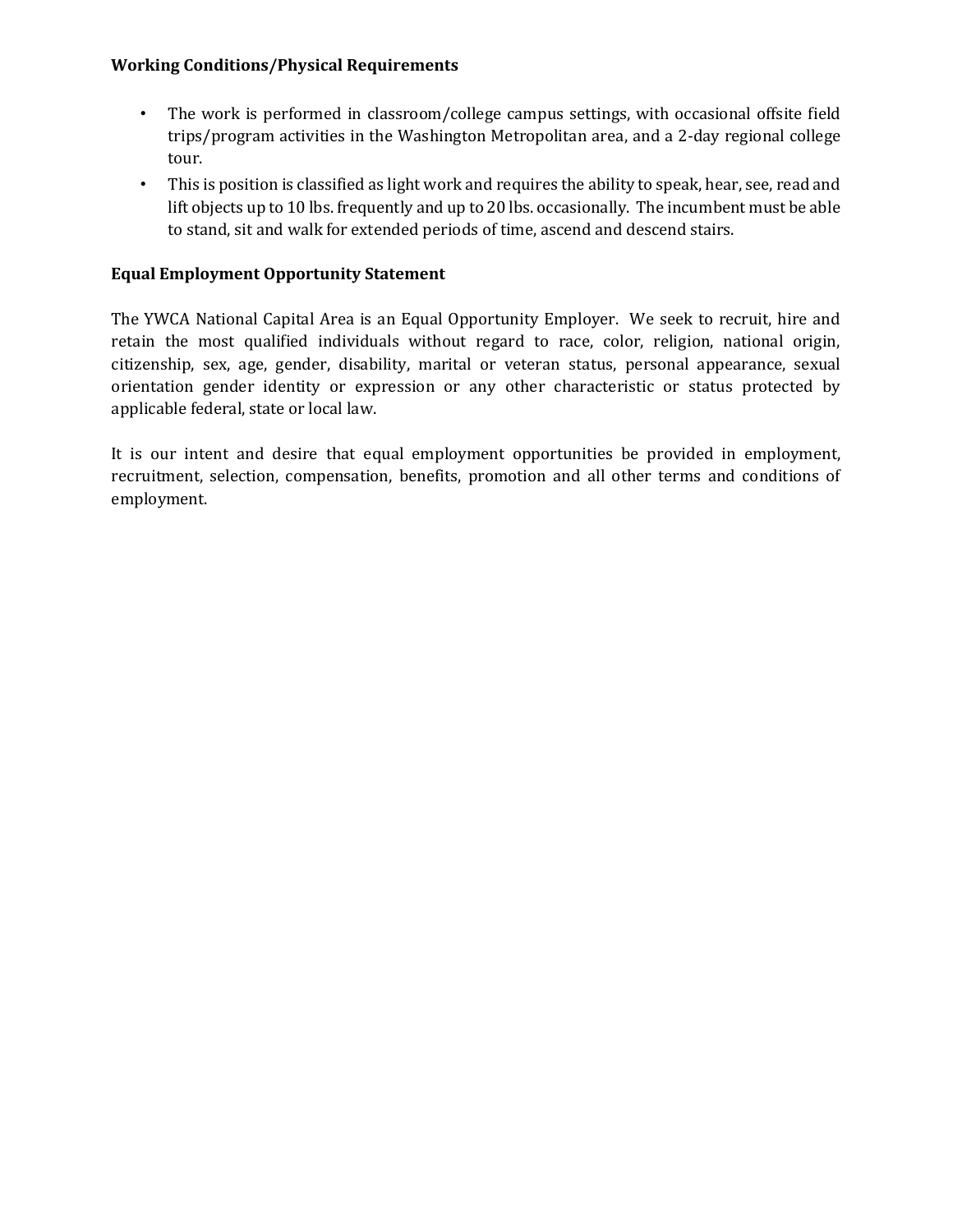**Working Conditions/Physical Requirements**

- The work is performed in classroom/college campus settings, with occasional offsite field trips/program activities in the Washington Metropolitan area, and a 2-day regional college tour.
- This is position is classified as light work and requires the ability to speak, hear, see, read and lift objects up to 10 lbs. frequently and up to 20 lbs. occasionally. The incumbent must be able to stand, sit and walk for extended periods of time, ascend and descend stairs.

**Equal Employment Opportunity Statement**

The YWCA National Capital Area is an Equal Opportunity Employer. We seek to recruit, hire and retain the most qualified individuals without regard to race, color, religion, national origin, citizenship, sex, age, gender, disability, marital or veteran status, personal appearance, sexual orientation gender identity or expression or any other characteristic or status protected by applicable federal, state or local law.

It is our intent and desire that equal employment opportunities be provided in employment, recruitment, selection, compensation, benefits, promotion and all other terms and conditions of employment.